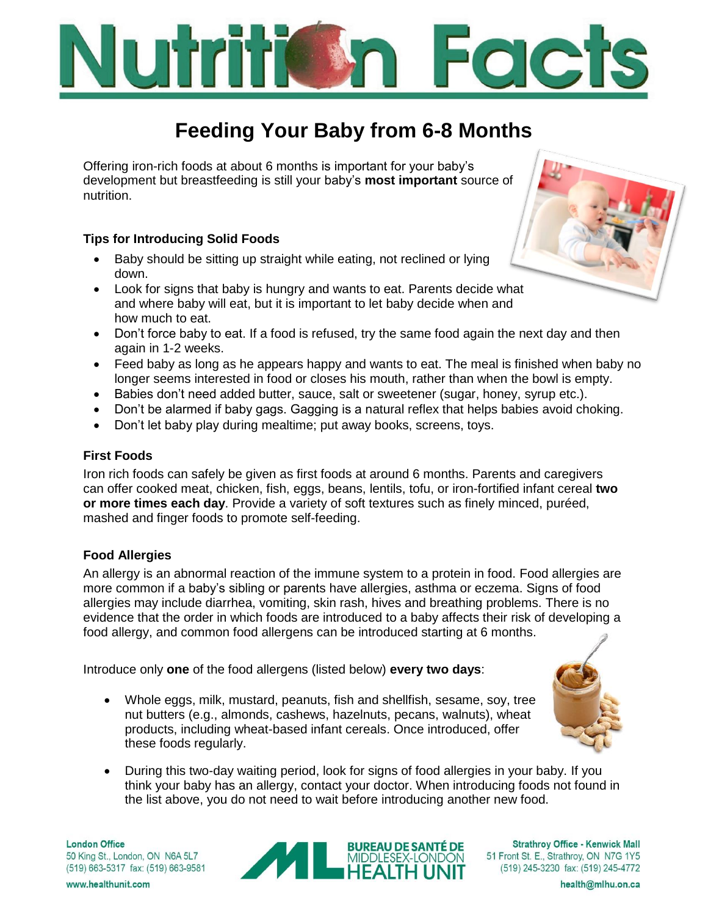# Nutrition Facts

## Feeding Your Baby from 6-8 Months

Offering iron-rich foods at about 6 months is important for your baby's development but breastfeeding is still your baby's **most important** source of nutrition.

### Tips for Introducing Solid Foods

- Baby should be sitting up straight while eating, not reclined or lying down.
- Look for signs that baby is hungry and wants to eat. Parents decide what and where baby will eat, but it is important to let baby decide when and how much to eat.
- Don't force baby to eat. If a food is refused, try the same food again the next day and then again in 1-2 weeks.
- Feed baby as long as he appears happy and wants to eat. The meal is finished when baby no longer seems interested in food or closes his mouth, rather than when the bowl is empty.
- Babies don't need added butter, sauce, salt or sweetener (sugar, honey, syrup etc.).
- Don't be alarmed if baby gags. Gagging is a natural reflex that helps babies avoid choking.
- Don't let baby play during mealtime; put away books, screens, toys.

### First Foods

Iron rich foods can safely be given as first foods at around 6 months. Parents and caregivers can offer cooked meat, chicken, fish, eggs, beans, lentils, tofu, or iron-fortified infant cereal **two or more times each day**. Provide a variety of soft textures such as finely minced, puréed, mashed and finger foods to promote self-feeding.

### Food Allergies

An allergy is an abnormal reaction of the immune system to a protein in food. Food allergies are more common if a baby's sibling or parents have allergies, asthma or eczema. Signs of food allergies may include diarrhea, vomiting, skin rash, hives and breathing problems. There is no evidence that the order in which foods are introduced to a baby affects their risk of developing a food allergy, and common food allergens can be introduced starting at 6 months.

Introduce only **one** of the food allergens (listed below) **every two days**:

- Whole eggs, milk, mustard, peanuts, fish and shellfish, sesame, soy, tree nut butters (e.g., almonds, cashews, hazelnuts, pecans, walnuts), wheat products, including wheat-based infant cereals. Once introduced, offer these foods regularly.
- During this two-day waiting period, look for signs of food allergies in your baby. If you think your baby has an allergy, contact your doctor. When introducing foods not found in the list above, you do not need to wait before introducing another new food.

**London Office**
50 King St., London, ON N6A 5L7
(519) 663-5317 fax: (519) 663-9581
www.healthunit.com

BUREAU DE SANTÉ DE MIDDLESEX-LONDON HEALTH UNIT

**Strathroy Office - Kenwick Mall**
51 Front St. E., Strathroy, ON N7G 1Y5
(519) 245-3230 fax: (519) 245-4772
health@mlhu.on.ca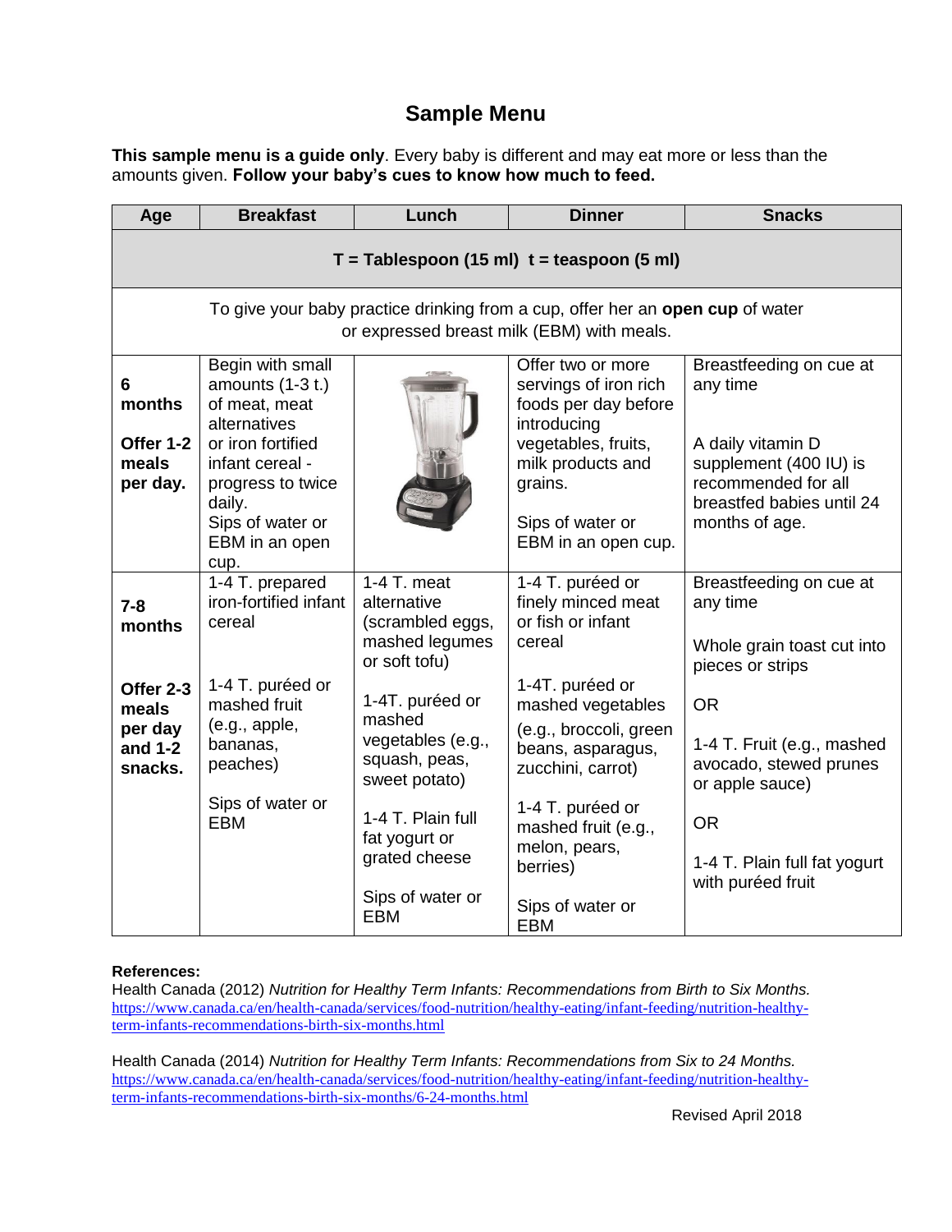# Sample Menu

**This sample menu is a guide only**. Every baby is different and may eat more or less than the amounts given. **Follow your baby's cues to know how much to feed.**

| Age | Breakfast | Lunch | Dinner | Snacks |
|---|---|---|---|---|
| **T = Tablespoon (15 ml) t = teaspoon (5 ml)** | | | | |
| To give your baby practice drinking from a cup, offer her an **open cup** of water or expressed breast milk (EBM) with meals. | | | | |
| **6 months**<br><br>**Offer 1-2 meals per day.** | Begin with small amounts (1-3 t.) of meat, meat alternatives or iron fortified infant cereal - progress to twice daily.<br>Sips of water or EBM in an open cup. | | Offer two or more servings of iron rich foods per day before introducing vegetables, fruits, milk products and grains.<br><br>Sips of water or EBM in an open cup. | Breastfeeding on cue at any time<br><br>A daily vitamin D supplement (400 IU) is recommended for all breastfed babies until 24 months of age. |
| **7-8 months**<br><br>**Offer 2-3 meals per day and 1-2 snacks.** | 1-4 T. prepared iron-fortified infant cereal<br><br>1-4 T. puréed or mashed fruit (e.g., apple, bananas, peaches)<br><br>Sips of water or EBM | 1-4 T. meat alternative (scrambled eggs, mashed legumes or soft tofu)<br><br>1-4T. puréed or mashed vegetables (e.g., squash, peas, sweet potato)<br><br>1-4 T. Plain full fat yogurt or grated cheese<br><br>Sips of water or EBM | 1-4 T. puréed or finely minced meat or fish or infant cereal<br><br>1-4T. puréed or mashed vegetables (e.g., broccoli, green beans, asparagus, zucchini, carrot)<br><br>1-4 T. puréed or mashed fruit (e.g., melon, pears, berries)<br><br>Sips of water or EBM | Breastfeeding on cue at any time<br><br>Whole grain toast cut into pieces or strips<br><br>OR<br><br>1-4 T. Fruit (e.g., mashed avocado, stewed prunes or apple sauce)<br><br>OR<br><br>1-4 T. Plain full fat yogurt with puréed fruit |

**References:**

Health Canada (2012) *Nutrition for Healthy Term Infants: Recommendations from Birth to Six Months.* https://www.canada.ca/en/health-canada/services/food-nutrition/healthy-eating/infant-feeding/nutrition-healthy-term-infants-recommendations-birth-six-months.html

Health Canada (2014) *Nutrition for Healthy Term Infants: Recommendations from Six to 24 Months.* https://www.canada.ca/en/health-canada/services/food-nutrition/healthy-eating/infant-feeding/nutrition-healthy-term-infants-recommendations-birth-six-months/6-24-months.html

Revised April 2018